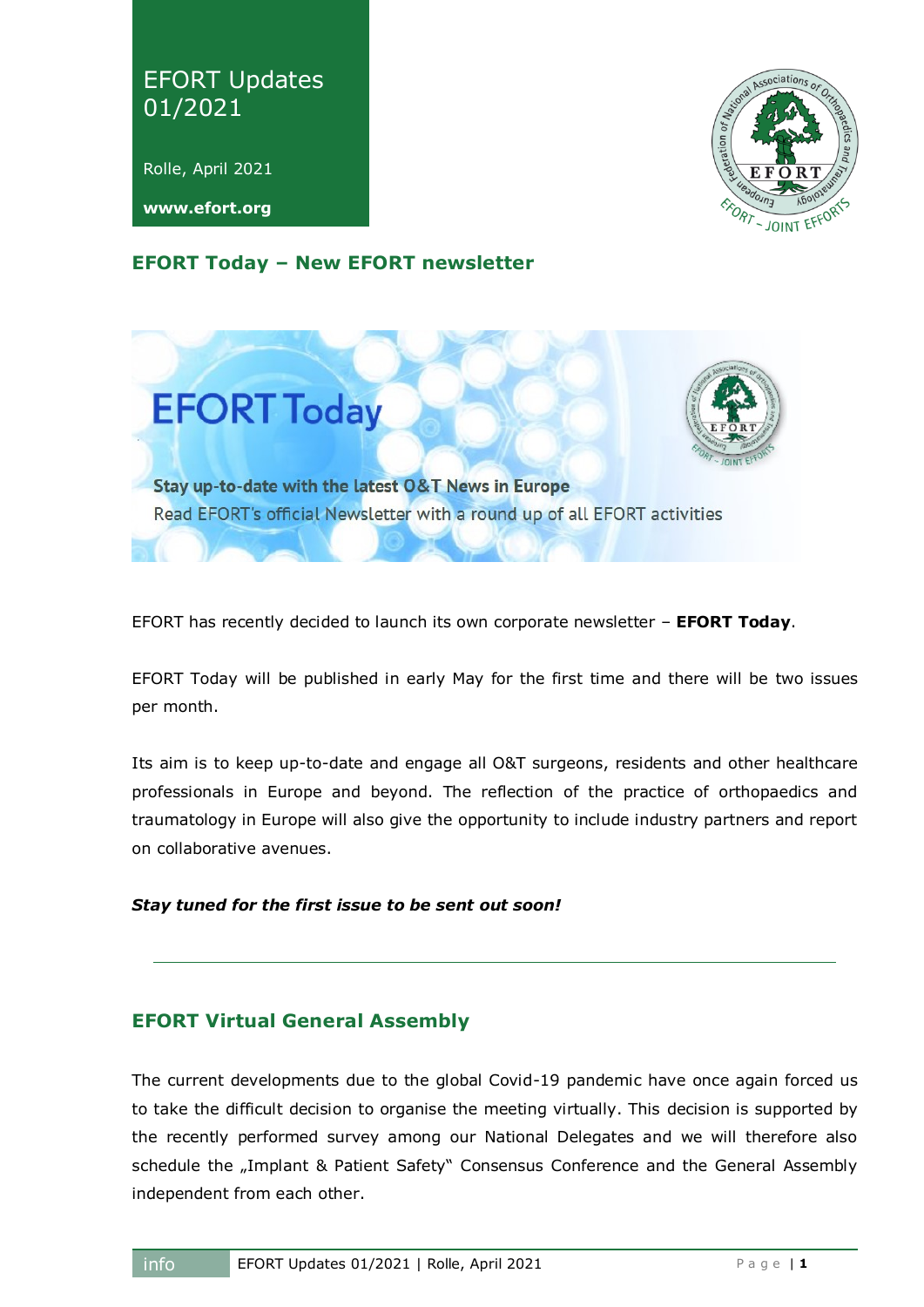# EFORT Updates 01/2021

Rolle, April 2021

**www.efort.org**

## EFORT Today – New EFORT newsletter

EFORT Today

**Stay up-to-date with the latest O&T News in Europe**

Read EFORT's official Newsletter with a round up of all EFORT activities

EFORT has recently decided to launch its own corporate newsletter – **EFORT Today**.

EFORT Today will be published in early May for the first time and there will be two issues per month.

Its aim is to keep up-to-date and engage all O&T surgeons, residents and other healthcare professionals in Europe and beyond. The reflection of the practice of orthopaedics and traumatology in Europe will also give the opportunity to include industry partners and report on collaborative avenues.

***Stay tuned for the first issue to be sent out soon!***

---

## EFORT Virtual General Assembly

The current developments due to the global Covid-19 pandemic have once again forced us to take the difficult decision to organise the meeting virtually. This decision is supported by the recently performed survey among our National Delegates and we will therefore also schedule the „Implant & Patient Safety" Consensus Conference and the General Assembly independent from each other.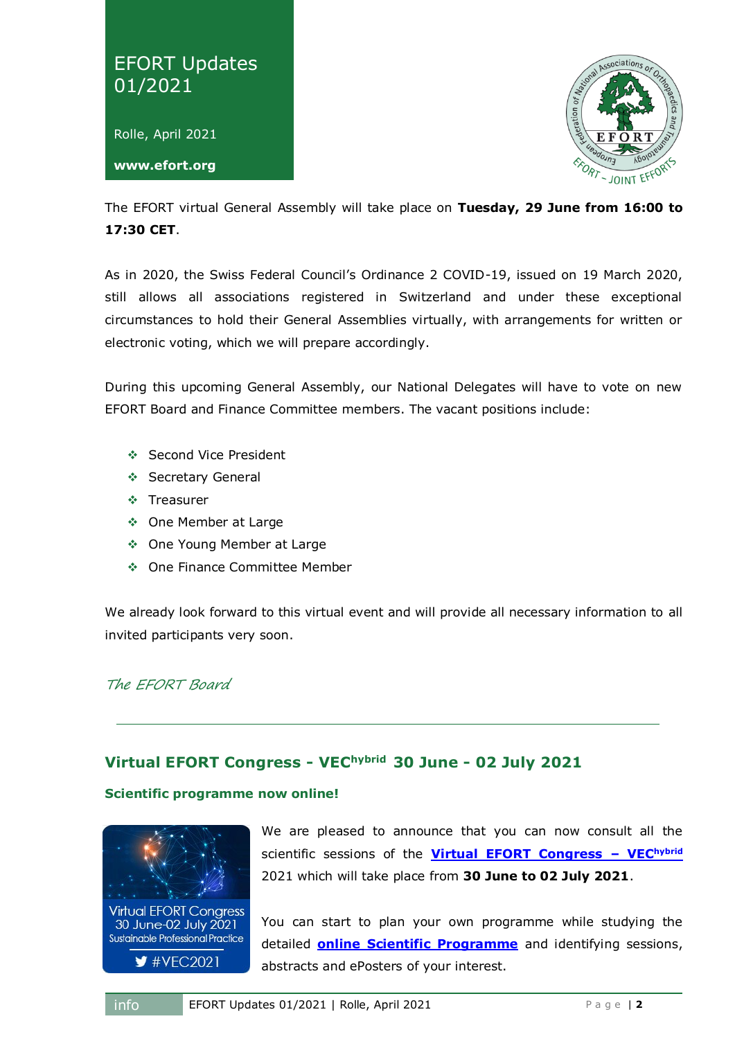EFORT Updates 01/2021

Rolle, April 2021

**www.efort.org**

The EFORT virtual General Assembly will take place on **Tuesday, 29 June from 16:00 to 17:30 CET**.

As in 2020, the Swiss Federal Council's Ordinance 2 COVID-19, issued on 19 March 2020, still allows all associations registered in Switzerland and under these exceptional circumstances to hold their General Assemblies virtually, with arrangements for written or electronic voting, which we will prepare accordingly.

During this upcoming General Assembly, our National Delegates will have to vote on new EFORT Board and Finance Committee members. The vacant positions include:

- Second Vice President
- Secretary General
- Treasurer
- One Member at Large
- One Young Member at Large
- One Finance Committee Member

We already look forward to this virtual event and will provide all necessary information to all invited participants very soon.

*The EFORT Board*

---

## Virtual EFORT Congress - VEC hybrid 30 June - 02 July 2021

### Scientific programme now online!

We are pleased to announce that you can now consult all the scientific sessions of the **Virtual EFORT Congress – VEC hybrid** 2021 which will take place from **30 June to 02 July 2021**.

You can start to plan your own programme while studying the detailed **online Scientific Programme** and identifying sessions, abstracts and ePosters of your interest.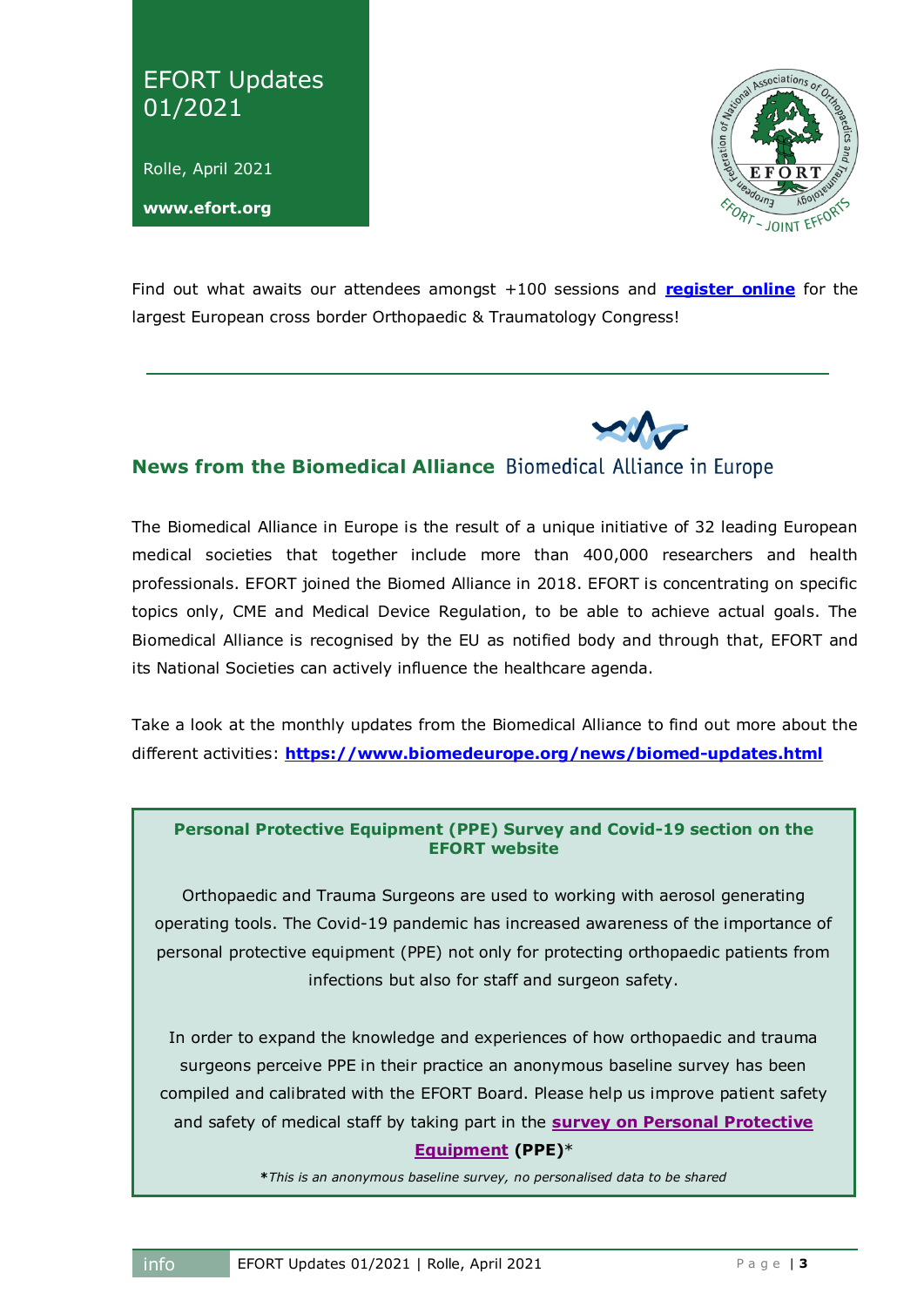EFORT Updates 01/2021

Rolle, April 2021

**www.efort.org**

Find out what awaits our attendees amongst +100 sessions and **register online** for the largest European cross border Orthopaedic & Traumatology Congress!

---

## News from the Biomedical Alliance

Biomedical Alliance in Europe

The Biomedical Alliance in Europe is the result of a unique initiative of 32 leading European medical societies that together include more than 400,000 researchers and health professionals. EFORT joined the Biomed Alliance in 2018. EFORT is concentrating on specific topics only, CME and Medical Device Regulation, to be able to achieve actual goals. The Biomedical Alliance is recognised by the EU as notified body and through that, EFORT and its National Societies can actively influence the healthcare agenda.

Take a look at the monthly updates from the Biomedical Alliance to find out more about the different activities: **https://www.biomedeurope.org/news/biomed-updates.html**

### Personal Protective Equipment (PPE) Survey and Covid-19 section on the EFORT website

Orthopaedic and Trauma Surgeons are used to working with aerosol generating operating tools. The Covid-19 pandemic has increased awareness of the importance of personal protective equipment (PPE) not only for protecting orthopaedic patients from infections but also for staff and surgeon safety.

In order to expand the knowledge and experiences of how orthopaedic and trauma surgeons perceive PPE in their practice an anonymous baseline survey has been compiled and calibrated with the EFORT Board. Please help us improve patient safety and safety of medical staff by taking part in the **survey on Personal Protective Equipment (PPE)***

***This is an anonymous baseline survey, no personalised data to be shared*